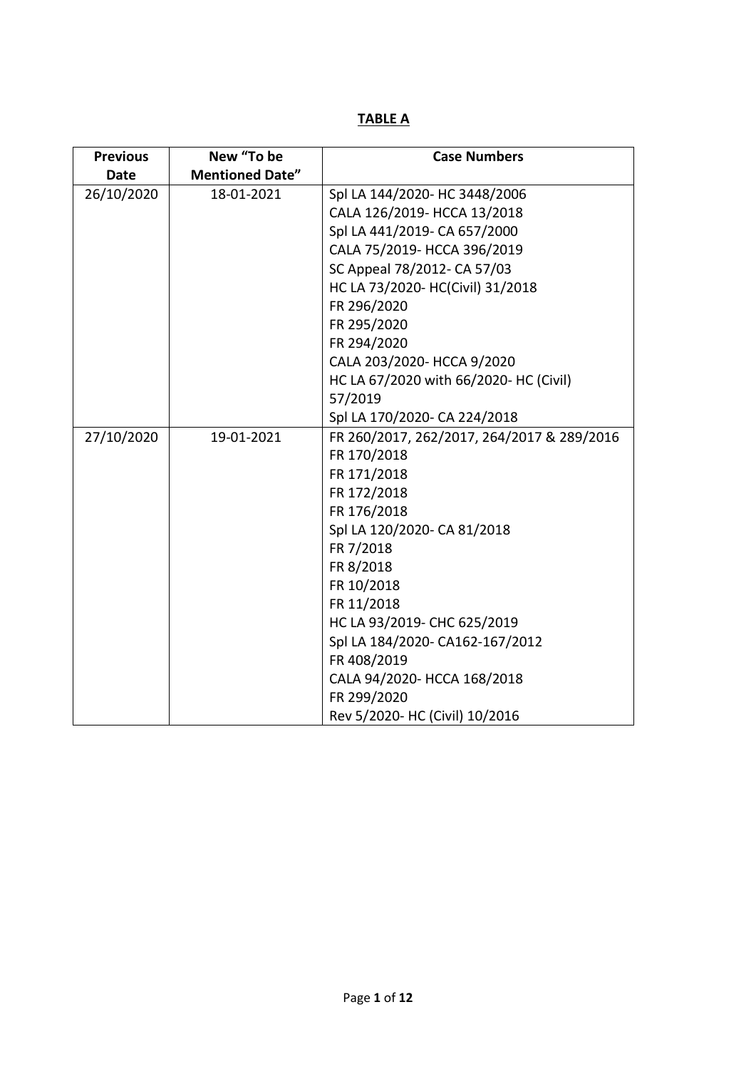**TABLE A**

| Previous Date | New "To be Mentioned Date" | Case Numbers |
|---|---|---|
| 26/10/2020 | 18-01-2021 | Spl LA 144/2020- HC 3448/2006<br>CALA 126/2019- HCCA 13/2018<br>Spl LA 441/2019- CA 657/2000<br>CALA 75/2019- HCCA 396/2019<br>SC Appeal 78/2012- CA 57/03<br>HC LA 73/2020- HC(Civil) 31/2018<br>FR 296/2020<br>FR 295/2020<br>FR 294/2020<br>CALA 203/2020- HCCA 9/2020<br>HC LA 67/2020 with 66/2020- HC (Civil) 57/2019<br>Spl LA 170/2020- CA 224/2018 |
| 27/10/2020 | 19-01-2021 | FR 260/2017, 262/2017, 264/2017 & 289/2016<br>FR 170/2018<br>FR 171/2018<br>FR 172/2018<br>FR 176/2018<br>Spl LA 120/2020- CA 81/2018<br>FR 7/2018<br>FR 8/2018<br>FR 10/2018<br>FR 11/2018<br>HC LA 93/2019- CHC 625/2019<br>Spl LA 184/2020- CA162-167/2012<br>FR 408/2019<br>CALA 94/2020- HCCA 168/2018<br>FR 299/2020<br>Rev 5/2020- HC (Civil) 10/2016 |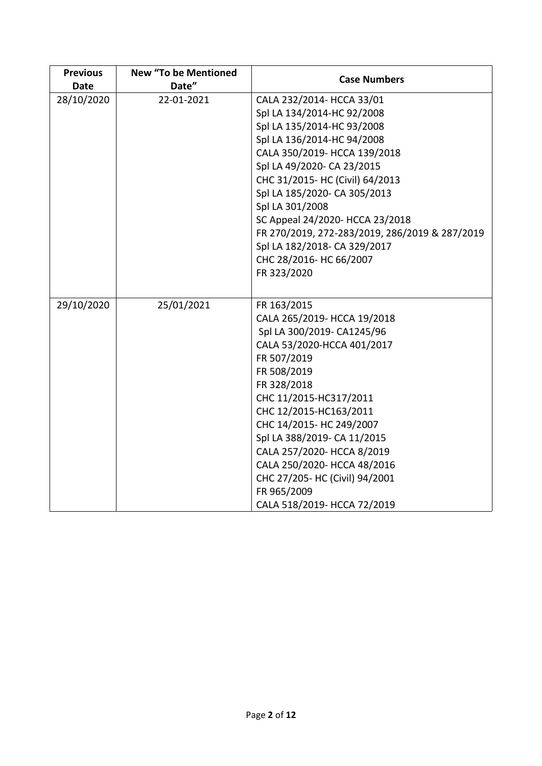| Previous Date | New "To be Mentioned Date" | Case Numbers |
|---|---|---|
| 28/10/2020 | 22-01-2021 | CALA 232/2014- HCCA 33/01<br>Spl LA 134/2014-HC 92/2008<br>Spl LA 135/2014-HC 93/2008<br>Spl LA 136/2014-HC 94/2008<br>CALA 350/2019- HCCA 139/2018<br>Spl LA 49/2020- CA 23/2015<br>CHC 31/2015- HC (Civil) 64/2013<br>Spl LA 185/2020- CA 305/2013<br>Spl LA 301/2008<br>SC Appeal 24/2020- HCCA 23/2018<br>FR 270/2019, 272-283/2019, 286/2019 & 287/2019<br>Spl LA 182/2018- CA 329/2017<br>CHC 28/2016- HC 66/2007<br>FR 323/2020 |
| 29/10/2020 | 25/01/2021 | FR 163/2015<br>CALA 265/2019- HCCA 19/2018<br>Spl LA 300/2019- CA1245/96<br>CALA 53/2020-HCCA 401/2017<br>FR 507/2019<br>FR 508/2019<br>FR 328/2018<br>CHC 11/2015-HC317/2011<br>CHC 12/2015-HC163/2011<br>CHC 14/2015- HC 249/2007<br>Spl LA 388/2019- CA 11/2015<br>CALA 257/2020- HCCA 8/2019<br>CALA 250/2020- HCCA 48/2016<br>CHC 27/205- HC (Civil) 94/2001<br>FR 965/2009<br>CALA 518/2019- HCCA 72/2019 |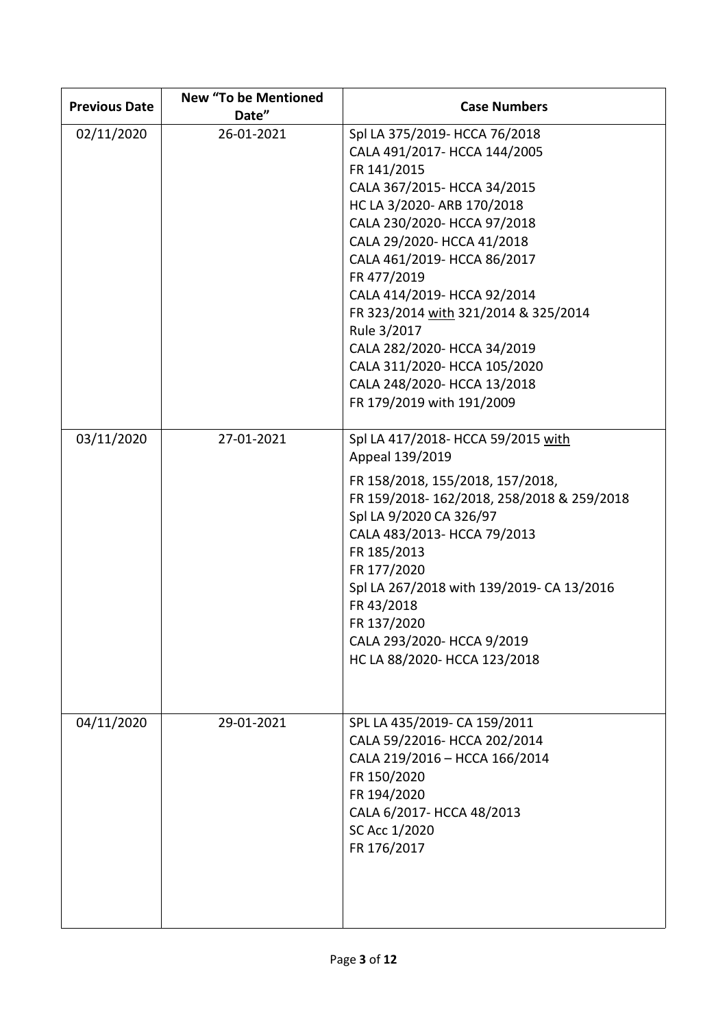| Previous Date | New "To be Mentioned Date" | Case Numbers |
|---|---|---|
| 02/11/2020 | 26-01-2021 | Spl LA 375/2019- HCCA 76/2018<br>CALA 491/2017- HCCA 144/2005<br>FR 141/2015<br>CALA 367/2015- HCCA 34/2015<br>HC LA 3/2020- ARB 170/2018<br>CALA 230/2020- HCCA 97/2018<br>CALA 29/2020- HCCA 41/2018<br>CALA 461/2019- HCCA 86/2017<br>FR 477/2019<br>CALA 414/2019- HCCA 92/2014<br>FR 323/2014 <u>with</u> 321/2014 & 325/2014<br>Rule 3/2017<br>CALA 282/2020- HCCA 34/2019<br>CALA 311/2020- HCCA 105/2020<br>CALA 248/2020- HCCA 13/2018<br>FR 179/2019 with 191/2009 |
| 03/11/2020 | 27-01-2021 | Spl LA 417/2018- HCCA 59/2015 <u>with</u> Appeal 139/2019<br>FR 158/2018, 155/2018, 157/2018,<br>FR 159/2018- 162/2018, 258/2018 & 259/2018<br>Spl LA 9/2020 CA 326/97<br>CALA 483/2013- HCCA 79/2013<br>FR 185/2013<br>FR 177/2020<br>Spl LA 267/2018 with 139/2019- CA 13/2016<br>FR 43/2018<br>FR 137/2020<br>CALA 293/2020- HCCA 9/2019<br>HC LA 88/2020- HCCA 123/2018 |
| 04/11/2020 | 29-01-2021 | SPL LA 435/2019- CA 159/2011<br>CALA 59/22016- HCCA 202/2014<br>CALA 219/2016 – HCCA 166/2014<br>FR 150/2020<br>FR 194/2020<br>CALA 6/2017- HCCA 48/2013<br>SC Acc 1/2020<br>FR 176/2017 |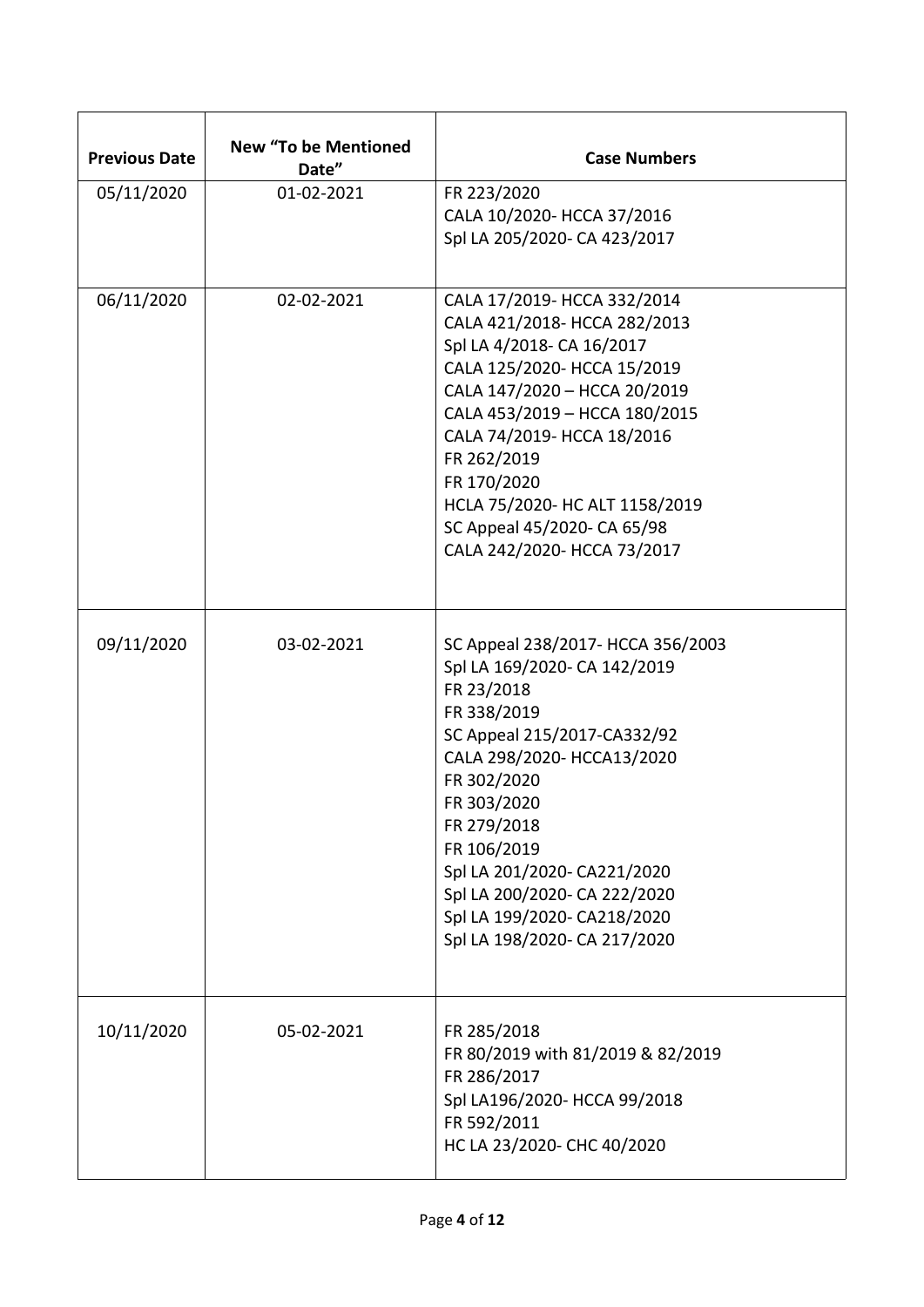| Previous Date | New "To be Mentioned Date" | Case Numbers |
| --- | --- | --- |
| 05/11/2020 | 01-02-2021 | FR 223/2020<br>CALA 10/2020- HCCA 37/2016<br>Spl LA 205/2020- CA 423/2017 |
| 06/11/2020 | 02-02-2021 | CALA 17/2019- HCCA 332/2014<br>CALA 421/2018- HCCA 282/2013<br>Spl LA 4/2018- CA 16/2017<br>CALA 125/2020- HCCA 15/2019<br>CALA 147/2020 – HCCA 20/2019<br>CALA 453/2019 – HCCA 180/2015<br>CALA 74/2019- HCCA 18/2016<br>FR 262/2019<br>FR 170/2020<br>HCLA 75/2020- HC ALT 1158/2019<br>SC Appeal 45/2020- CA 65/98<br>CALA 242/2020- HCCA 73/2017 |
| 09/11/2020 | 03-02-2021 | SC Appeal 238/2017- HCCA 356/2003<br>Spl LA 169/2020- CA 142/2019<br>FR 23/2018<br>FR 338/2019<br>SC Appeal 215/2017-CA332/92<br>CALA 298/2020- HCCA13/2020<br>FR 302/2020<br>FR 303/2020<br>FR 279/2018<br>FR 106/2019<br>Spl LA 201/2020- CA221/2020<br>Spl LA 200/2020- CA 222/2020<br>Spl LA 199/2020- CA218/2020<br>Spl LA 198/2020- CA 217/2020 |
| 10/11/2020 | 05-02-2021 | FR 285/2018<br>FR 80/2019 with 81/2019 & 82/2019<br>FR 286/2017<br>Spl LA196/2020- HCCA 99/2018<br>FR 592/2011<br>HC LA 23/2020- CHC 40/2020 |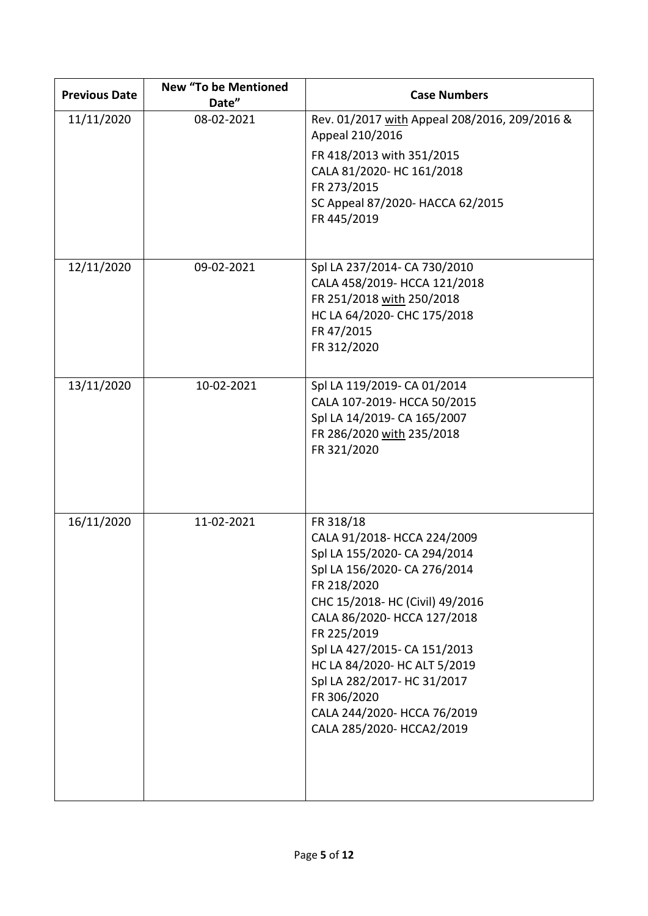| Previous Date | New "To be Mentioned Date" | Case Numbers |
|---|---|---|
| 11/11/2020 | 08-02-2021 | Rev. 01/2017 with Appeal 208/2016, 209/2016 & Appeal 210/2016<br>FR 418/2013 with 351/2015<br>CALA 81/2020- HC 161/2018<br>FR 273/2015<br>SC Appeal 87/2020- HACCA 62/2015<br>FR 445/2019 |
| 12/11/2020 | 09-02-2021 | Spl LA 237/2014- CA 730/2010<br>CALA 458/2019- HCCA 121/2018<br>FR 251/2018 with 250/2018<br>HC LA 64/2020- CHC 175/2018<br>FR 47/2015<br>FR 312/2020 |
| 13/11/2020 | 10-02-2021 | Spl LA 119/2019- CA 01/2014<br>CALA 107-2019- HCCA 50/2015<br>Spl LA 14/2019- CA 165/2007<br>FR 286/2020 with 235/2018<br>FR 321/2020 |
| 16/11/2020 | 11-02-2021 | FR 318/18<br>CALA 91/2018- HCCA 224/2009<br>Spl LA 155/2020- CA 294/2014<br>Spl LA 156/2020- CA 276/2014<br>FR 218/2020<br>CHC 15/2018- HC (Civil) 49/2016<br>CALA 86/2020- HCCA 127/2018<br>FR 225/2019<br>Spl LA 427/2015- CA 151/2013<br>HC LA 84/2020- HC ALT 5/2019<br>Spl LA 282/2017- HC 31/2017<br>FR 306/2020<br>CALA 244/2020- HCCA 76/2019<br>CALA 285/2020- HCCA2/2019 |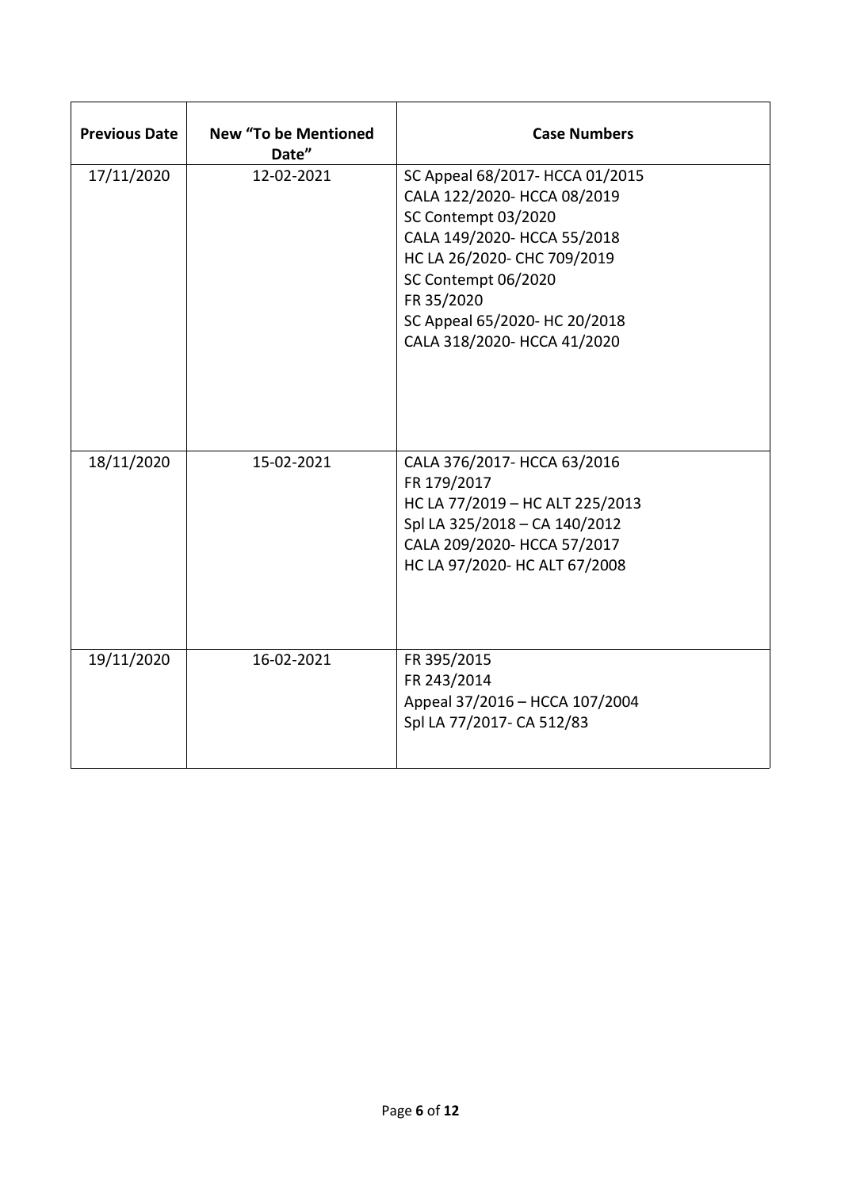| Previous Date | New "To be Mentioned Date" | Case Numbers |
| --- | --- | --- |
| 17/11/2020 | 12-02-2021 | SC Appeal 68/2017- HCCA 01/2015<br>CALA 122/2020- HCCA 08/2019<br>SC Contempt 03/2020<br>CALA 149/2020- HCCA 55/2018<br>HC LA 26/2020- CHC 709/2019<br>SC Contempt 06/2020<br>FR 35/2020<br>SC Appeal 65/2020- HC 20/2018<br>CALA 318/2020- HCCA 41/2020 |
| 18/11/2020 | 15-02-2021 | CALA 376/2017- HCCA 63/2016<br>FR 179/2017<br>HC LA 77/2019 – HC ALT 225/2013<br>Spl LA 325/2018 – CA 140/2012<br>CALA 209/2020- HCCA 57/2017<br>HC LA 97/2020- HC ALT 67/2008 |
| 19/11/2020 | 16-02-2021 | FR 395/2015<br>FR 243/2014<br>Appeal 37/2016 – HCCA 107/2004<br>Spl LA 77/2017- CA 512/83 |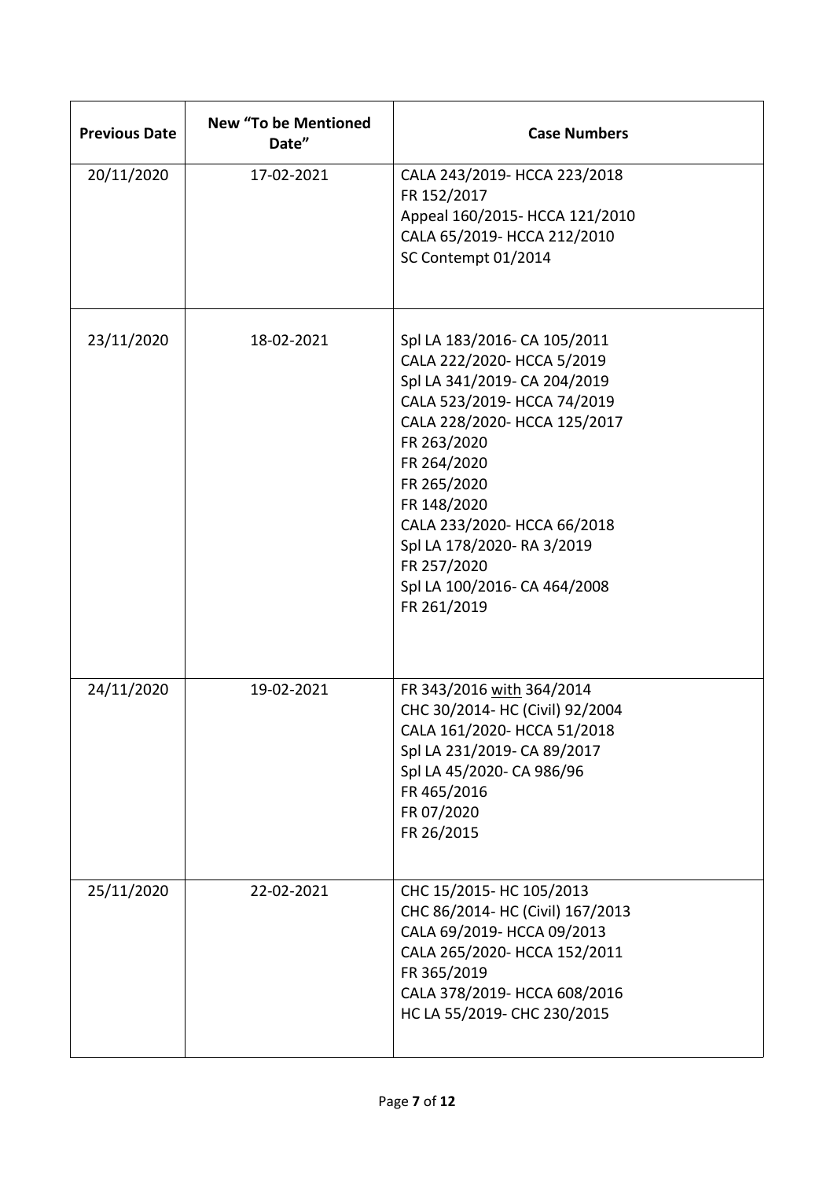| Previous Date | New "To be Mentioned Date" | Case Numbers |
|---|---|---|
| 20/11/2020 | 17-02-2021 | CALA 243/2019- HCCA 223/2018<br>FR 152/2017<br>Appeal 160/2015- HCCA 121/2010<br>CALA 65/2019- HCCA 212/2010<br>SC Contempt 01/2014 |
| 23/11/2020 | 18-02-2021 | Spl LA 183/2016- CA 105/2011<br>CALA 222/2020- HCCA 5/2019<br>Spl LA 341/2019- CA 204/2019<br>CALA 523/2019- HCCA 74/2019<br>CALA 228/2020- HCCA 125/2017<br>FR 263/2020<br>FR 264/2020<br>FR 265/2020<br>FR 148/2020<br>CALA 233/2020- HCCA 66/2018<br>Spl LA 178/2020- RA 3/2019<br>FR 257/2020<br>Spl LA 100/2016- CA 464/2008<br>FR 261/2019 |
| 24/11/2020 | 19-02-2021 | FR 343/2016 <u>with</u> 364/2014<br>CHC 30/2014- HC (Civil) 92/2004<br>CALA 161/2020- HCCA 51/2018<br>Spl LA 231/2019- CA 89/2017<br>Spl LA 45/2020- CA 986/96<br>FR 465/2016<br>FR 07/2020<br>FR 26/2015 |
| 25/11/2020 | 22-02-2021 | CHC 15/2015- HC 105/2013<br>CHC 86/2014- HC (Civil) 167/2013<br>CALA 69/2019- HCCA 09/2013<br>CALA 265/2020- HCCA 152/2011<br>FR 365/2019<br>CALA 378/2019- HCCA 608/2016<br>HC LA 55/2019- CHC 230/2015 |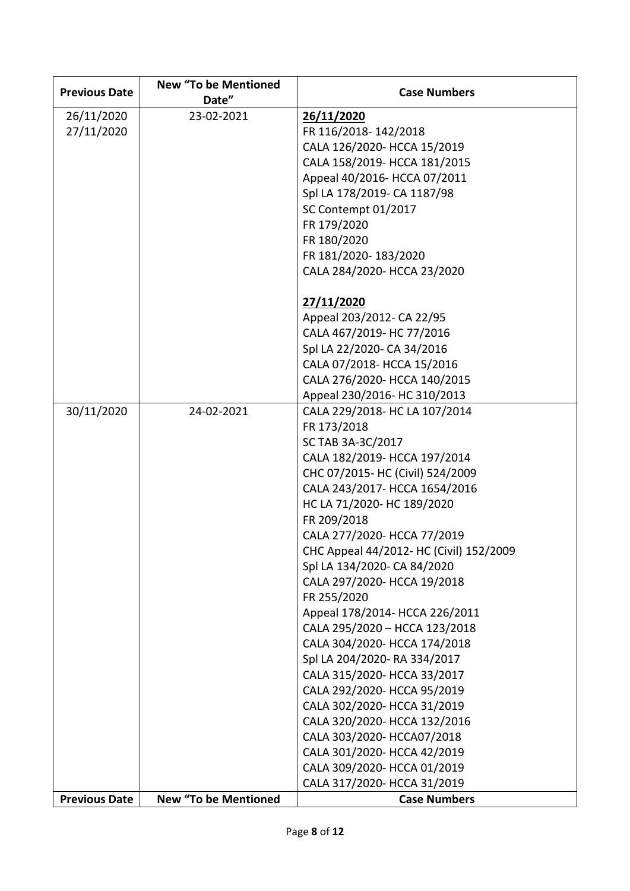| Previous Date | New "To be Mentioned Date" | Case Numbers |
|---|---|---|
| 26/11/2020<br>27/11/2020 | 23-02-2021 | **26/11/2020**<br>FR 116/2018- 142/2018<br>CALA 126/2020- HCCA 15/2019<br>CALA 158/2019- HCCA 181/2015<br>Appeal 40/2016- HCCA 07/2011<br>Spl LA 178/2019- CA 1187/98<br>SC Contempt 01/2017<br>FR 179/2020<br>FR 180/2020<br>FR 181/2020- 183/2020<br>CALA 284/2020- HCCA 23/2020<br><br>**27/11/2020**<br>Appeal 203/2012- CA 22/95<br>CALA 467/2019- HC 77/2016<br>Spl LA 22/2020- CA 34/2016<br>CALA 07/2018- HCCA 15/2016<br>CALA 276/2020- HCCA 140/2015<br>Appeal 230/2016- HC 310/2013 |
| 30/11/2020 | 24-02-2021 | CALA 229/2018- HC LA 107/2014<br>FR 173/2018<br>SC TAB 3A-3C/2017<br>CALA 182/2019- HCCA 197/2014<br>CHC 07/2015- HC (Civil) 524/2009<br>CALA 243/2017- HCCA 1654/2016<br>HC LA 71/2020- HC 189/2020<br>FR 209/2018<br>CALA 277/2020- HCCA 77/2019<br>CHC Appeal 44/2012- HC (Civil) 152/2009<br>Spl LA 134/2020- CA 84/2020<br>CALA 297/2020- HCCA 19/2018<br>FR 255/2020<br>Appeal 178/2014- HCCA 226/2011<br>CALA 295/2020 – HCCA 123/2018<br>CALA 304/2020- HCCA 174/2018<br>Spl LA 204/2020- RA 334/2017<br>CALA 315/2020- HCCA 33/2017<br>CALA 292/2020- HCCA 95/2019<br>CALA 302/2020- HCCA 31/2019<br>CALA 320/2020- HCCA 132/2016<br>CALA 303/2020- HCCA07/2018<br>CALA 301/2020- HCCA 42/2019<br>CALA 309/2020- HCCA 01/2019<br>CALA 317/2020- HCCA 31/2019 |
| **Previous Date** | **New "To be Mentioned** | **Case Numbers** |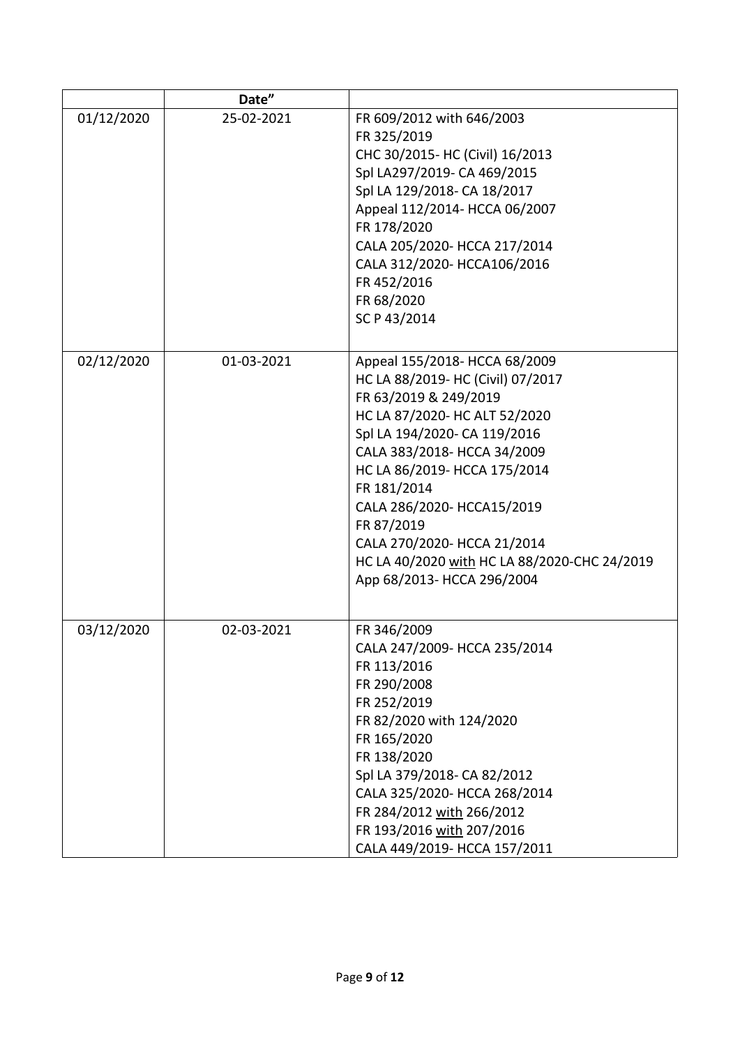| | Date” | |
|---|---|---|
| 01/12/2020 | 25-02-2021 | FR 609/2012 with 646/2003<br>FR 325/2019<br>CHC 30/2015- HC (Civil) 16/2013<br>Spl LA297/2019- CA 469/2015<br>Spl LA 129/2018- CA 18/2017<br>Appeal 112/2014- HCCA 06/2007<br>FR 178/2020<br>CALA 205/2020- HCCA 217/2014<br>CALA 312/2020- HCCA106/2016<br>FR 452/2016<br>FR 68/2020<br>SC P 43/2014 |
| 02/12/2020 | 01-03-2021 | Appeal 155/2018- HCCA 68/2009<br>HC LA 88/2019- HC (Civil) 07/2017<br>FR 63/2019 & 249/2019<br>HC LA 87/2020- HC ALT 52/2020<br>Spl LA 194/2020- CA 119/2016<br>CALA 383/2018- HCCA 34/2009<br>HC LA 86/2019- HCCA 175/2014<br>FR 181/2014<br>CALA 286/2020- HCCA15/2019<br>FR 87/2019<br>CALA 270/2020- HCCA 21/2014<br>HC LA 40/2020 with HC LA 88/2020-CHC 24/2019<br>App 68/2013- HCCA 296/2004 |
| 03/12/2020 | 02-03-2021 | FR 346/2009<br>CALA 247/2009- HCCA 235/2014<br>FR 113/2016<br>FR 290/2008<br>FR 252/2019<br>FR 82/2020 with 124/2020<br>FR 165/2020<br>FR 138/2020<br>Spl LA 379/2018- CA 82/2012<br>CALA 325/2020- HCCA 268/2014<br>FR 284/2012 with 266/2012<br>FR 193/2016 with 207/2016<br>CALA 449/2019- HCCA 157/2011 |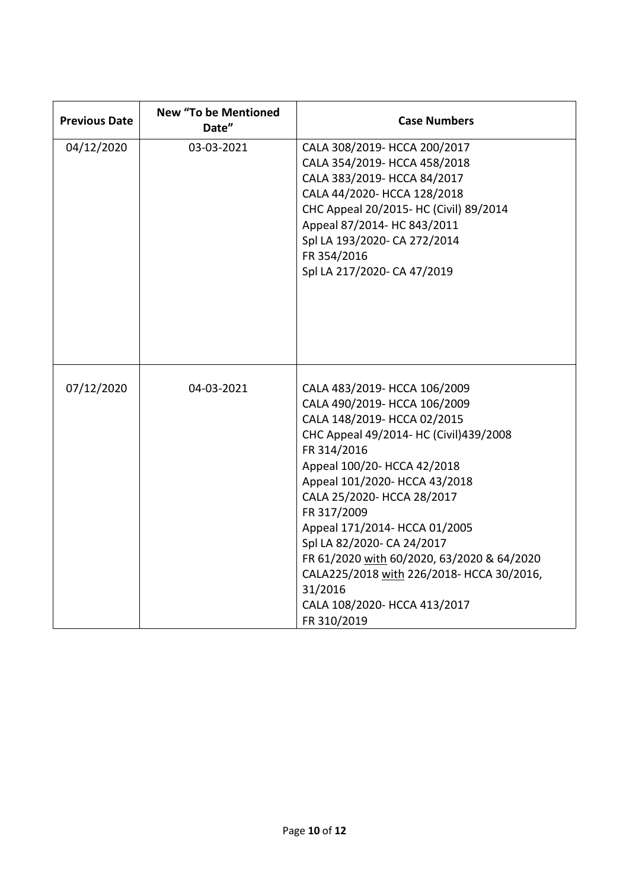| Previous Date | New "To be Mentioned Date" | Case Numbers |
|---|---|---|
| 04/12/2020 | 03-03-2021 | CALA 308/2019- HCCA 200/2017<br>CALA 354/2019- HCCA 458/2018<br>CALA 383/2019- HCCA 84/2017<br>CALA 44/2020- HCCA 128/2018<br>CHC Appeal 20/2015- HC (Civil) 89/2014<br>Appeal 87/2014- HC 843/2011<br>Spl LA 193/2020- CA 272/2014<br>FR 354/2016<br>Spl LA 217/2020- CA 47/2019 |
| 07/12/2020 | 04-03-2021 | CALA 483/2019- HCCA 106/2009<br>CALA 490/2019- HCCA 106/2009<br>CALA 148/2019- HCCA 02/2015<br>CHC Appeal 49/2014- HC (Civil)439/2008<br>FR 314/2016<br>Appeal 100/20- HCCA 42/2018<br>Appeal 101/2020- HCCA 43/2018<br>CALA 25/2020- HCCA 28/2017<br>FR 317/2009<br>Appeal 171/2014- HCCA 01/2005<br>Spl LA 82/2020- CA 24/2017<br>FR 61/2020 <u>with</u> 60/2020, 63/2020 & 64/2020<br>CALA225/2018 <u>with</u> 226/2018- HCCA 30/2016, 31/2016<br>CALA 108/2020- HCCA 413/2017<br>FR 310/2019 |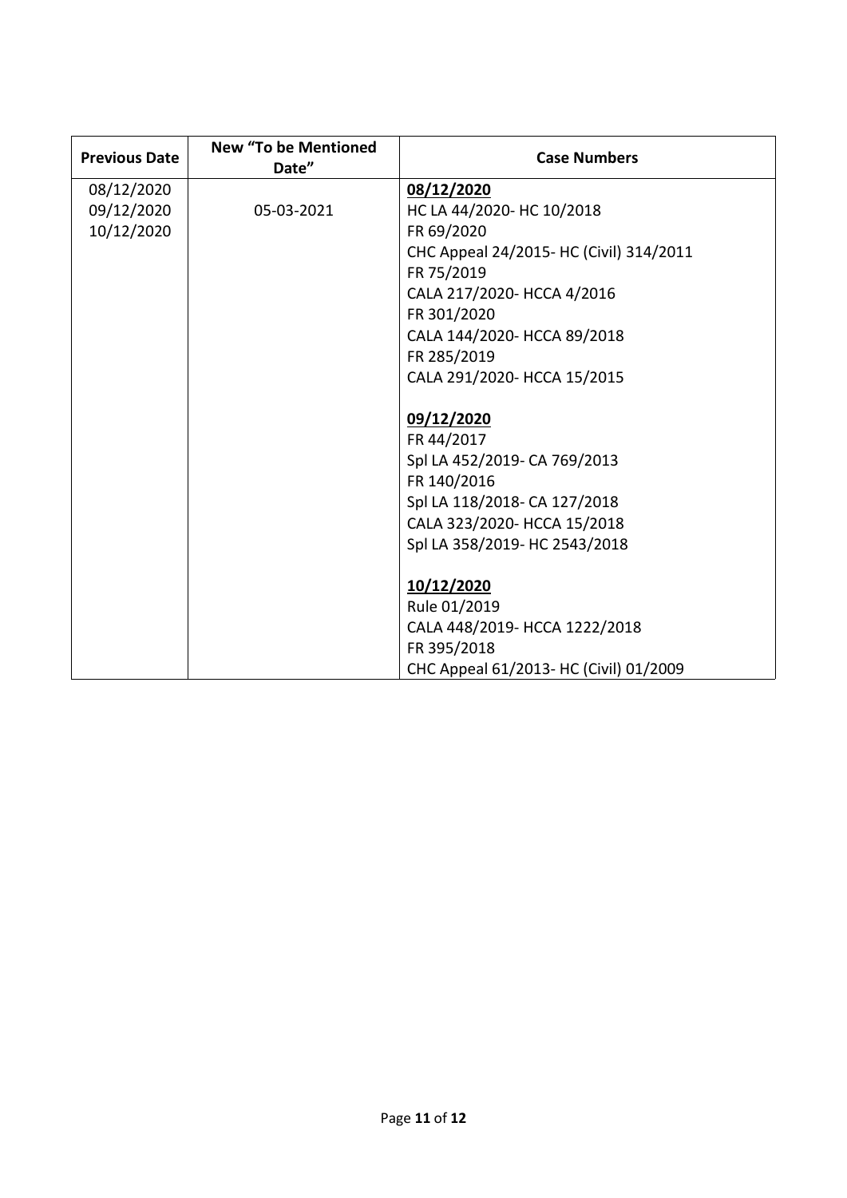| Previous Date | New "To be Mentioned Date" | Case Numbers |
|---|---|---|
| 08/12/2020<br>09/12/2020<br>10/12/2020 | 05-03-2021 | **<u>08/12/2020</u>**<br>HC LA 44/2020- HC 10/2018<br>FR 69/2020<br>CHC Appeal 24/2015- HC (Civil) 314/2011<br>FR 75/2019<br>CALA 217/2020- HCCA 4/2016<br>FR 301/2020<br>CALA 144/2020- HCCA 89/2018<br>FR 285/2019<br>CALA 291/2020- HCCA 15/2015<br><br>**<u>09/12/2020</u>**<br>FR 44/2017<br>Spl LA 452/2019- CA 769/2013<br>FR 140/2016<br>Spl LA 118/2018- CA 127/2018<br>CALA 323/2020- HCCA 15/2018<br>Spl LA 358/2019- HC 2543/2018<br><br>**<u>10/12/2020</u>**<br>Rule 01/2019<br>CALA 448/2019- HCCA 1222/2018<br>FR 395/2018<br>CHC Appeal 61/2013- HC (Civil) 01/2009 |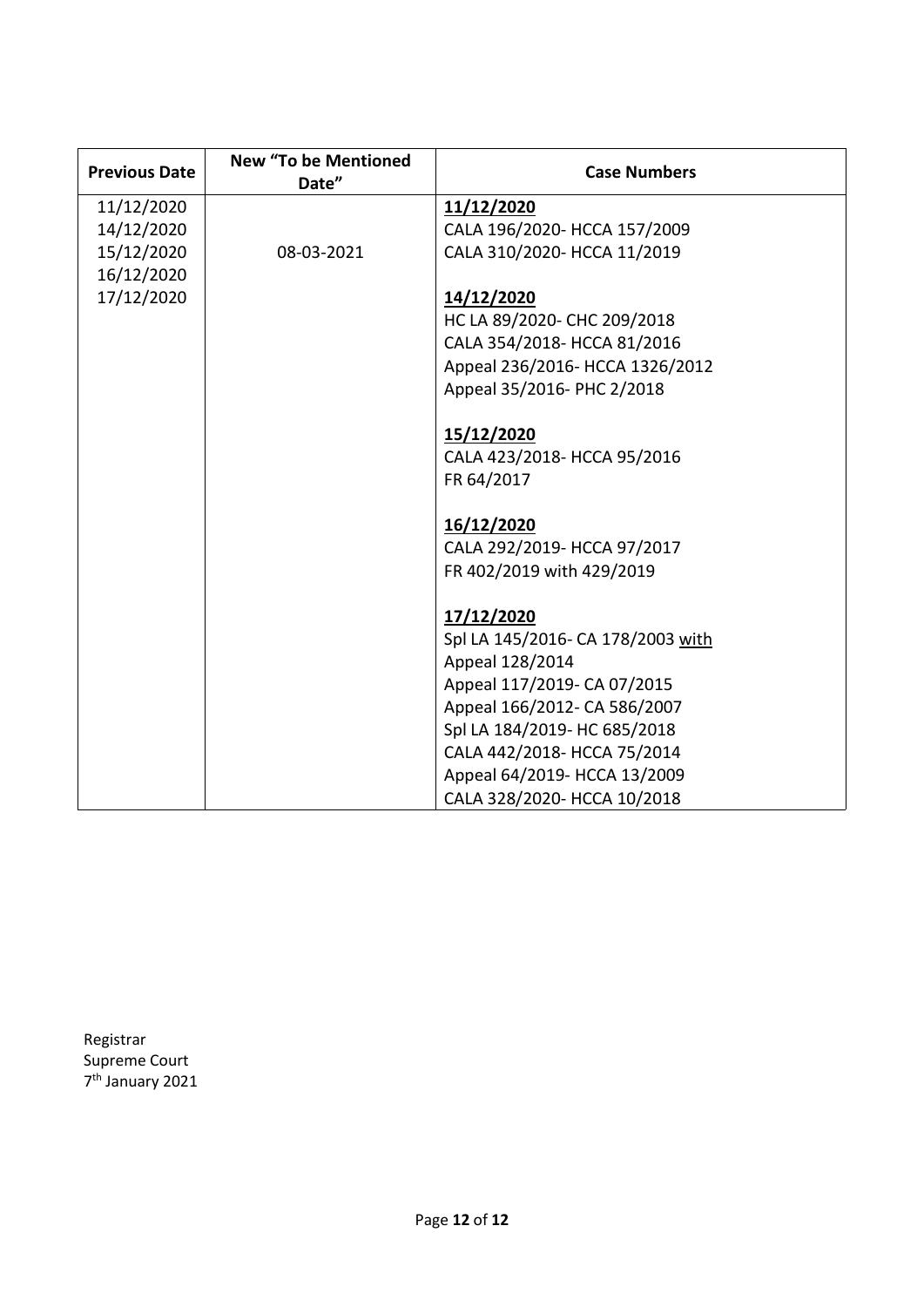| Previous Date | New "To be Mentioned Date" | Case Numbers |
|---|---|---|
| 11/12/2020<br>14/12/2020<br>15/12/2020<br>16/12/2020<br>17/12/2020 | 08-03-2021 | <u>11/12/2020</u><br>CALA 196/2020- HCCA 157/2009<br>CALA 310/2020- HCCA 11/2019<br><br><u>14/12/2020</u><br>HC LA 89/2020- CHC 209/2018<br>CALA 354/2018- HCCA 81/2016<br>Appeal 236/2016- HCCA 1326/2012<br>Appeal 35/2016- PHC 2/2018<br><br><u>15/12/2020</u><br>CALA 423/2018- HCCA 95/2016<br>FR 64/2017<br><br><u>16/12/2020</u><br>CALA 292/2019- HCCA 97/2017<br>FR 402/2019 with 429/2019<br><br><u>17/12/2020</u><br>Spl LA 145/2016- CA 178/2003 <u>with</u><br>Appeal 128/2014<br>Appeal 117/2019- CA 07/2015<br>Appeal 166/2012- CA 586/2007<br>Spl LA 184/2019- HC 685/2018<br>CALA 442/2018- HCCA 75/2014<br>Appeal 64/2019- HCCA 13/2009<br>CALA 328/2020- HCCA 10/2018 |

Registrar
Supreme Court
7th January 2021